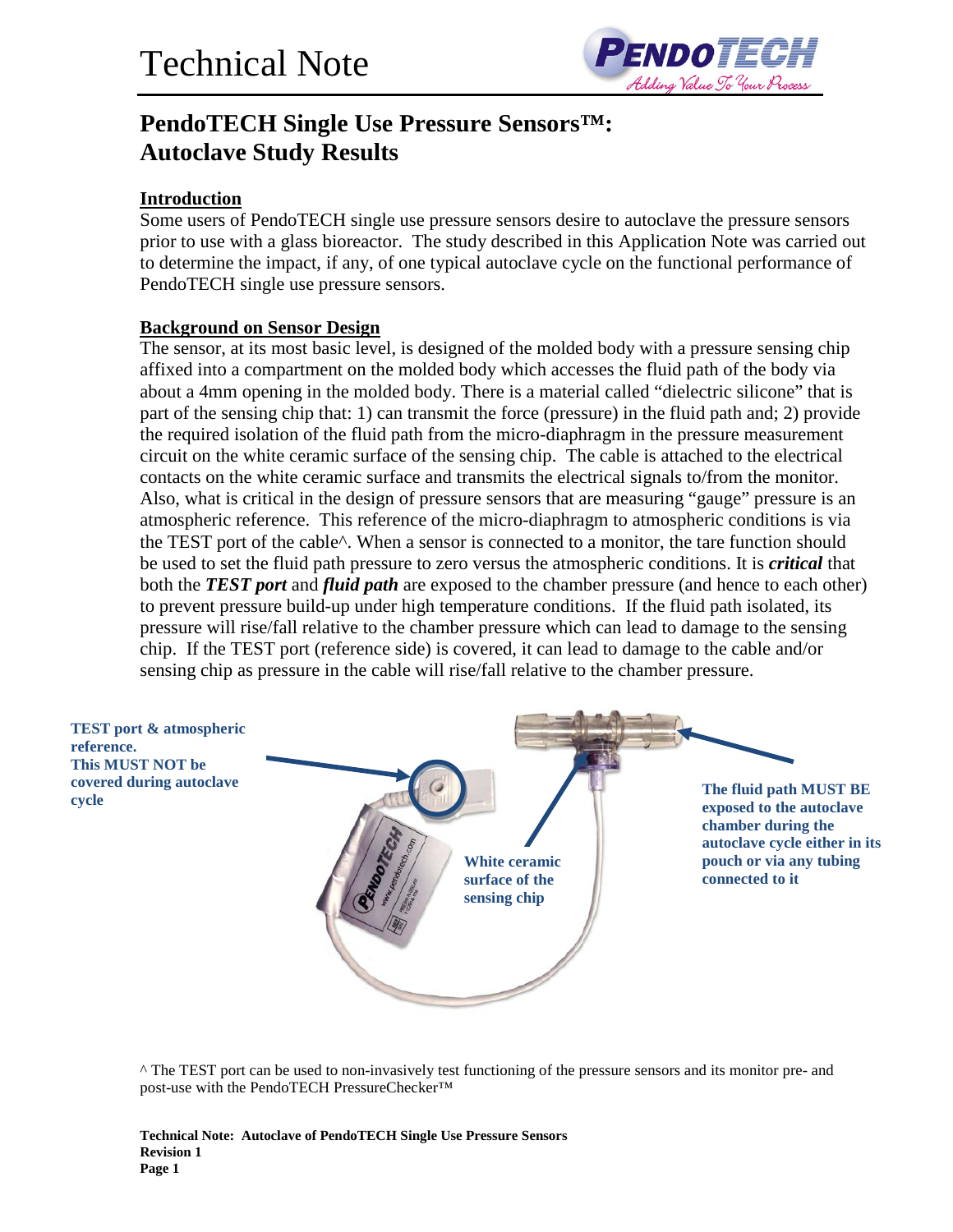# Technical Note

## PendoTECH Single Use Pressure Sensors™: Autoclave Study Results

### Introduction

Some users of PendoTECH single use pressure sensors desire to autoclave the pressure sensors prior to use with a glass bioreactor. The study described in this Application Note was carried out to determine the impact, if any, of one typical autoclave cycle on the functional performance of PendoTECH single use pressure sensors.

### Background on Sensor Design

The sensor, at its most basic level, is designed of the molded body with a pressure sensing chip affixed into a compartment on the molded body which accesses the fluid path of the body via about a 4mm opening in the molded body. There is a material called "dielectric silicone" that is part of the sensing chip that: 1) can transmit the force (pressure) in the fluid path and; 2) provide the required isolation of the fluid path from the micro-diaphragm in the pressure measurement circuit on the white ceramic surface of the sensing chip. The cable is attached to the electrical contacts on the white ceramic surface and transmits the electrical signals to/from the monitor. Also, what is critical in the design of pressure sensors that are measuring "gauge" pressure is an atmospheric reference. This reference of the micro-diaphragm to atmospheric conditions is via the TEST port of the cable^. When a sensor is connected to a monitor, the tare function should be used to set the fluid path pressure to zero versus the atmospheric conditions. It is ***critical*** that both the ***TEST port*** and ***fluid path*** are exposed to the chamber pressure (and hence to each other) to prevent pressure build-up under high temperature conditions. If the fluid path isolated, its pressure will rise/fall relative to the chamber pressure which can lead to damage to the sensing chip. If the TEST port (reference side) is covered, it can lead to damage to the cable and/or sensing chip as pressure in the cable will rise/fall relative to the chamber pressure.

**TEST port & atmospheric reference. This MUST NOT be covered during autoclave cycle**

**White ceramic surface of the sensing chip**

**The fluid path MUST BE exposed to the autoclave chamber during the autoclave cycle either in its pouch or via any tubing connected to it**

^ The TEST port can be used to non-invasively test functioning of the pressure sensors and its monitor pre- and post-use with the PendoTECH PressureChecker™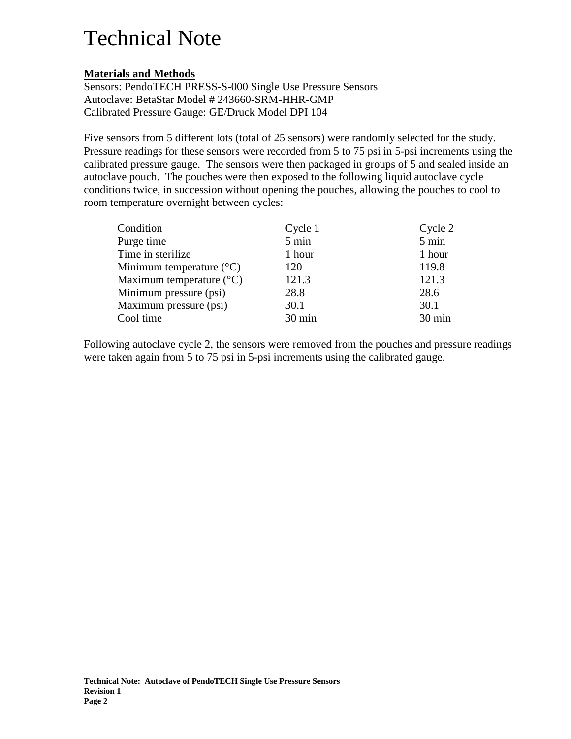# Technical Note

**Materials and Methods**

Sensors: PendoTECH PRESS-S-000 Single Use Pressure Sensors
Autoclave: BetaStar Model # 243660-SRM-HHR-GMP
Calibrated Pressure Gauge: GE/Druck Model DPI 104

Five sensors from 5 different lots (total of 25 sensors) were randomly selected for the study. Pressure readings for these sensors were recorded from 5 to 75 psi in 5-psi increments using the calibrated pressure gauge. The sensors were then packaged in groups of 5 and sealed inside an autoclave pouch. The pouches were then exposed to the following liquid autoclave cycle conditions twice, in succession without opening the pouches, allowing the pouches to cool to room temperature overnight between cycles:

| Condition | Cycle 1 | Cycle 2 |
|---|---|---|
| Purge time | 5 min | 5 min |
| Time in sterilize | 1 hour | 1 hour |
| Minimum temperature (°C) | 120 | 119.8 |
| Maximum temperature (°C) | 121.3 | 121.3 |
| Minimum pressure (psi) | 28.8 | 28.6 |
| Maximum pressure (psi) | 30.1 | 30.1 |
| Cool time | 30 min | 30 min |

Following autoclave cycle 2, the sensors were removed from the pouches and pressure readings were taken again from 5 to 75 psi in 5-psi increments using the calibrated gauge.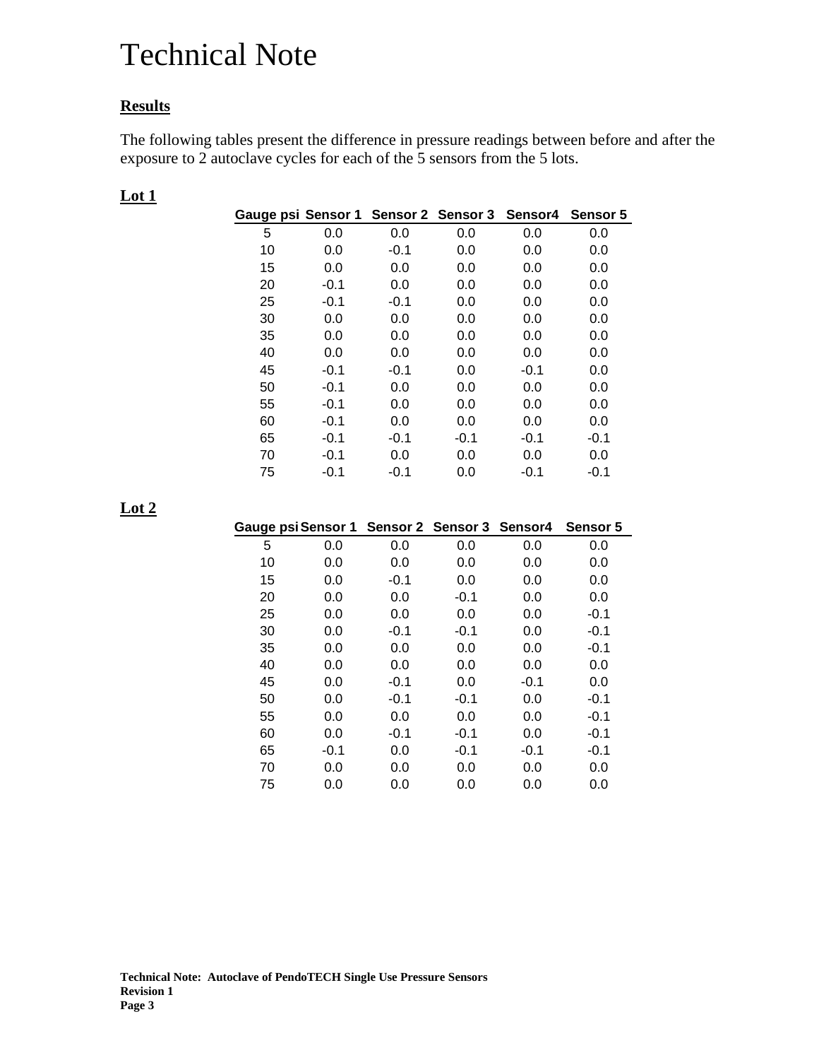# Technical Note

**Results**

The following tables present the difference in pressure readings between before and after the exposure to 2 autoclave cycles for each of the 5 sensors from the 5 lots.

**Lot 1**

| Gauge psi | Sensor 1 | Sensor 2 | Sensor 3 | Sensor4 | Sensor 5 |
|---|---|---|---|---|---|
| 5 | 0.0 | 0.0 | 0.0 | 0.0 | 0.0 |
| 10 | 0.0 | -0.1 | 0.0 | 0.0 | 0.0 |
| 15 | 0.0 | 0.0 | 0.0 | 0.0 | 0.0 |
| 20 | -0.1 | 0.0 | 0.0 | 0.0 | 0.0 |
| 25 | -0.1 | -0.1 | 0.0 | 0.0 | 0.0 |
| 30 | 0.0 | 0.0 | 0.0 | 0.0 | 0.0 |
| 35 | 0.0 | 0.0 | 0.0 | 0.0 | 0.0 |
| 40 | 0.0 | 0.0 | 0.0 | 0.0 | 0.0 |
| 45 | -0.1 | -0.1 | 0.0 | -0.1 | 0.0 |
| 50 | -0.1 | 0.0 | 0.0 | 0.0 | 0.0 |
| 55 | -0.1 | 0.0 | 0.0 | 0.0 | 0.0 |
| 60 | -0.1 | 0.0 | 0.0 | 0.0 | 0.0 |
| 65 | -0.1 | -0.1 | -0.1 | -0.1 | -0.1 |
| 70 | -0.1 | 0.0 | 0.0 | 0.0 | 0.0 |
| 75 | -0.1 | -0.1 | 0.0 | -0.1 | -0.1 |

**Lot 2**

| Gauge psi | Sensor 1 | Sensor 2 | Sensor 3 | Sensor4 | Sensor 5 |
|---|---|---|---|---|---|
| 5 | 0.0 | 0.0 | 0.0 | 0.0 | 0.0 |
| 10 | 0.0 | 0.0 | 0.0 | 0.0 | 0.0 |
| 15 | 0.0 | -0.1 | 0.0 | 0.0 | 0.0 |
| 20 | 0.0 | 0.0 | -0.1 | 0.0 | 0.0 |
| 25 | 0.0 | 0.0 | 0.0 | 0.0 | -0.1 |
| 30 | 0.0 | -0.1 | -0.1 | 0.0 | -0.1 |
| 35 | 0.0 | 0.0 | 0.0 | 0.0 | -0.1 |
| 40 | 0.0 | 0.0 | 0.0 | 0.0 | 0.0 |
| 45 | 0.0 | -0.1 | 0.0 | -0.1 | 0.0 |
| 50 | 0.0 | -0.1 | -0.1 | 0.0 | -0.1 |
| 55 | 0.0 | 0.0 | 0.0 | 0.0 | -0.1 |
| 60 | 0.0 | -0.1 | -0.1 | 0.0 | -0.1 |
| 65 | -0.1 | 0.0 | -0.1 | -0.1 | -0.1 |
| 70 | 0.0 | 0.0 | 0.0 | 0.0 | 0.0 |
| 75 | 0.0 | 0.0 | 0.0 | 0.0 | 0.0 |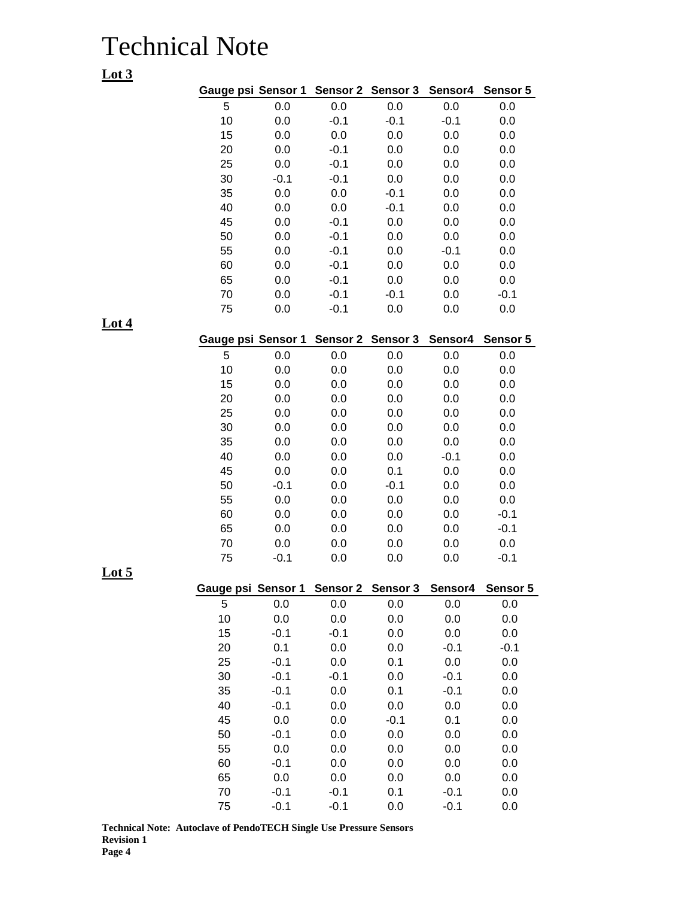# Technical Note

**Lot 3**

| Gauge psi | Sensor 1 | Sensor 2 | Sensor 3 | Sensor4 | Sensor 5 |
|---|---|---|---|---|---|
| 5 | 0.0 | 0.0 | 0.0 | 0.0 | 0.0 |
| 10 | 0.0 | -0.1 | -0.1 | -0.1 | 0.0 |
| 15 | 0.0 | 0.0 | 0.0 | 0.0 | 0.0 |
| 20 | 0.0 | -0.1 | 0.0 | 0.0 | 0.0 |
| 25 | 0.0 | -0.1 | 0.0 | 0.0 | 0.0 |
| 30 | -0.1 | -0.1 | 0.0 | 0.0 | 0.0 |
| 35 | 0.0 | 0.0 | -0.1 | 0.0 | 0.0 |
| 40 | 0.0 | 0.0 | -0.1 | 0.0 | 0.0 |
| 45 | 0.0 | -0.1 | 0.0 | 0.0 | 0.0 |
| 50 | 0.0 | -0.1 | 0.0 | 0.0 | 0.0 |
| 55 | 0.0 | -0.1 | 0.0 | -0.1 | 0.0 |
| 60 | 0.0 | -0.1 | 0.0 | 0.0 | 0.0 |
| 65 | 0.0 | -0.1 | 0.0 | 0.0 | 0.0 |
| 70 | 0.0 | -0.1 | -0.1 | 0.0 | -0.1 |
| 75 | 0.0 | -0.1 | 0.0 | 0.0 | 0.0 |

**Lot 4**

| Gauge psi | Sensor 1 | Sensor 2 | Sensor 3 | Sensor4 | Sensor 5 |
|---|---|---|---|---|---|
| 5 | 0.0 | 0.0 | 0.0 | 0.0 | 0.0 |
| 10 | 0.0 | 0.0 | 0.0 | 0.0 | 0.0 |
| 15 | 0.0 | 0.0 | 0.0 | 0.0 | 0.0 |
| 20 | 0.0 | 0.0 | 0.0 | 0.0 | 0.0 |
| 25 | 0.0 | 0.0 | 0.0 | 0.0 | 0.0 |
| 30 | 0.0 | 0.0 | 0.0 | 0.0 | 0.0 |
| 35 | 0.0 | 0.0 | 0.0 | 0.0 | 0.0 |
| 40 | 0.0 | 0.0 | 0.0 | -0.1 | 0.0 |
| 45 | 0.0 | 0.0 | 0.1 | 0.0 | 0.0 |
| 50 | -0.1 | 0.0 | -0.1 | 0.0 | 0.0 |
| 55 | 0.0 | 0.0 | 0.0 | 0.0 | 0.0 |
| 60 | 0.0 | 0.0 | 0.0 | 0.0 | -0.1 |
| 65 | 0.0 | 0.0 | 0.0 | 0.0 | -0.1 |
| 70 | 0.0 | 0.0 | 0.0 | 0.0 | 0.0 |
| 75 | -0.1 | 0.0 | 0.0 | 0.0 | -0.1 |

**Lot 5**

| Gauge psi | Sensor 1 | Sensor 2 | Sensor 3 | Sensor4 | Sensor 5 |
|---|---|---|---|---|---|
| 5 | 0.0 | 0.0 | 0.0 | 0.0 | 0.0 |
| 10 | 0.0 | 0.0 | 0.0 | 0.0 | 0.0 |
| 15 | -0.1 | -0.1 | 0.0 | 0.0 | 0.0 |
| 20 | 0.1 | 0.0 | 0.0 | -0.1 | -0.1 |
| 25 | -0.1 | 0.0 | 0.1 | 0.0 | 0.0 |
| 30 | -0.1 | -0.1 | 0.0 | -0.1 | 0.0 |
| 35 | -0.1 | 0.0 | 0.1 | -0.1 | 0.0 |
| 40 | -0.1 | 0.0 | 0.0 | 0.0 | 0.0 |
| 45 | 0.0 | 0.0 | -0.1 | 0.1 | 0.0 |
| 50 | -0.1 | 0.0 | 0.0 | 0.0 | 0.0 |
| 55 | 0.0 | 0.0 | 0.0 | 0.0 | 0.0 |
| 60 | -0.1 | 0.0 | 0.0 | 0.0 | 0.0 |
| 65 | 0.0 | 0.0 | 0.0 | 0.0 | 0.0 |
| 70 | -0.1 | -0.1 | 0.1 | -0.1 | 0.0 |
| 75 | -0.1 | -0.1 | 0.0 | -0.1 | 0.0 |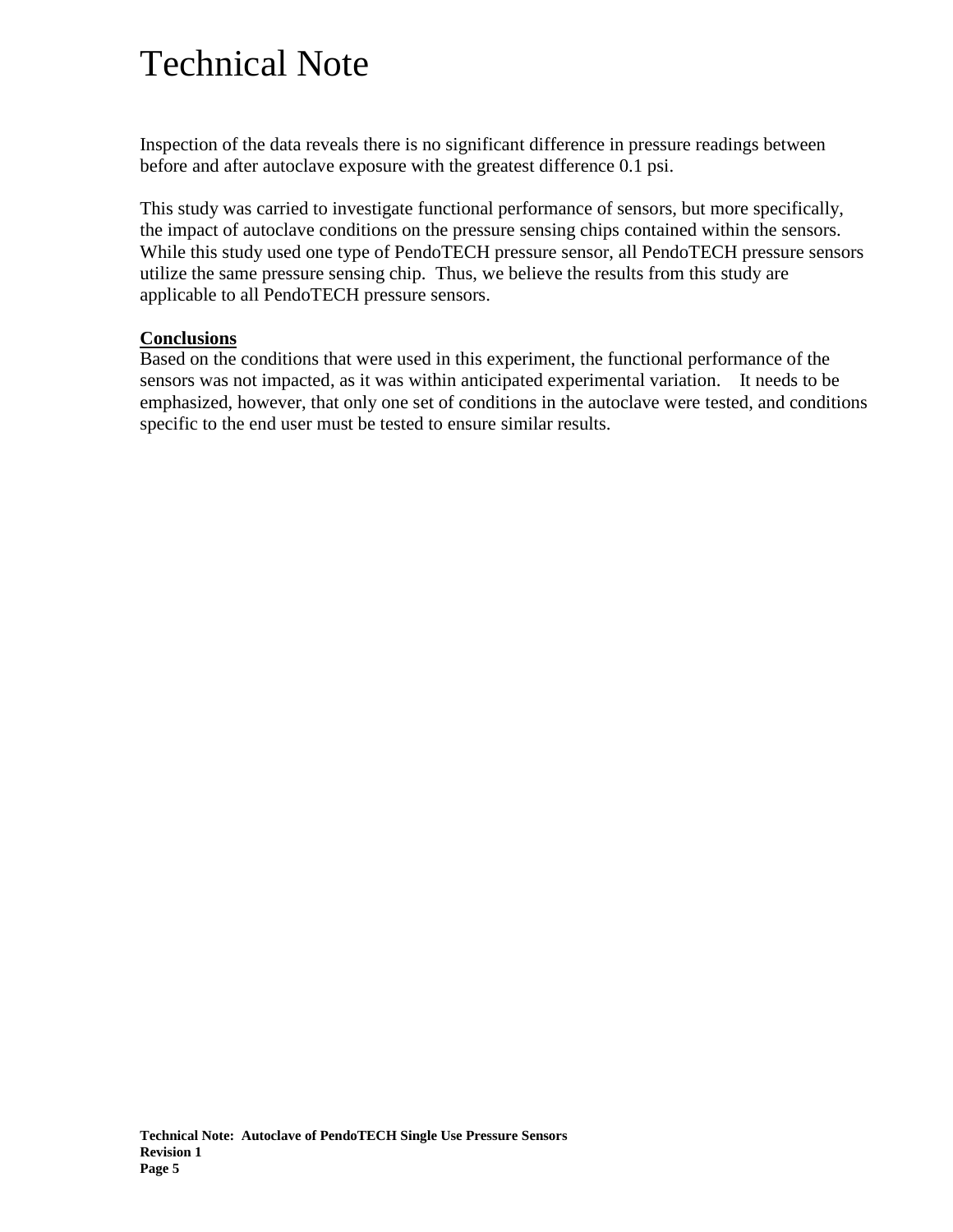Inspection of the data reveals there is no significant difference in pressure readings between before and after autoclave exposure with the greatest difference 0.1 psi.

This study was carried to investigate functional performance of sensors, but more specifically, the impact of autoclave conditions on the pressure sensing chips contained within the sensors. While this study used one type of PendoTECH pressure sensor, all PendoTECH pressure sensors utilize the same pressure sensing chip. Thus, we believe the results from this study are applicable to all PendoTECH pressure sensors.

## Conclusions

Based on the conditions that were used in this experiment, the functional performance of the sensors was not impacted, as it was within anticipated experimental variation. It needs to be emphasized, however, that only one set of conditions in the autoclave were tested, and conditions specific to the end user must be tested to ensure similar results.